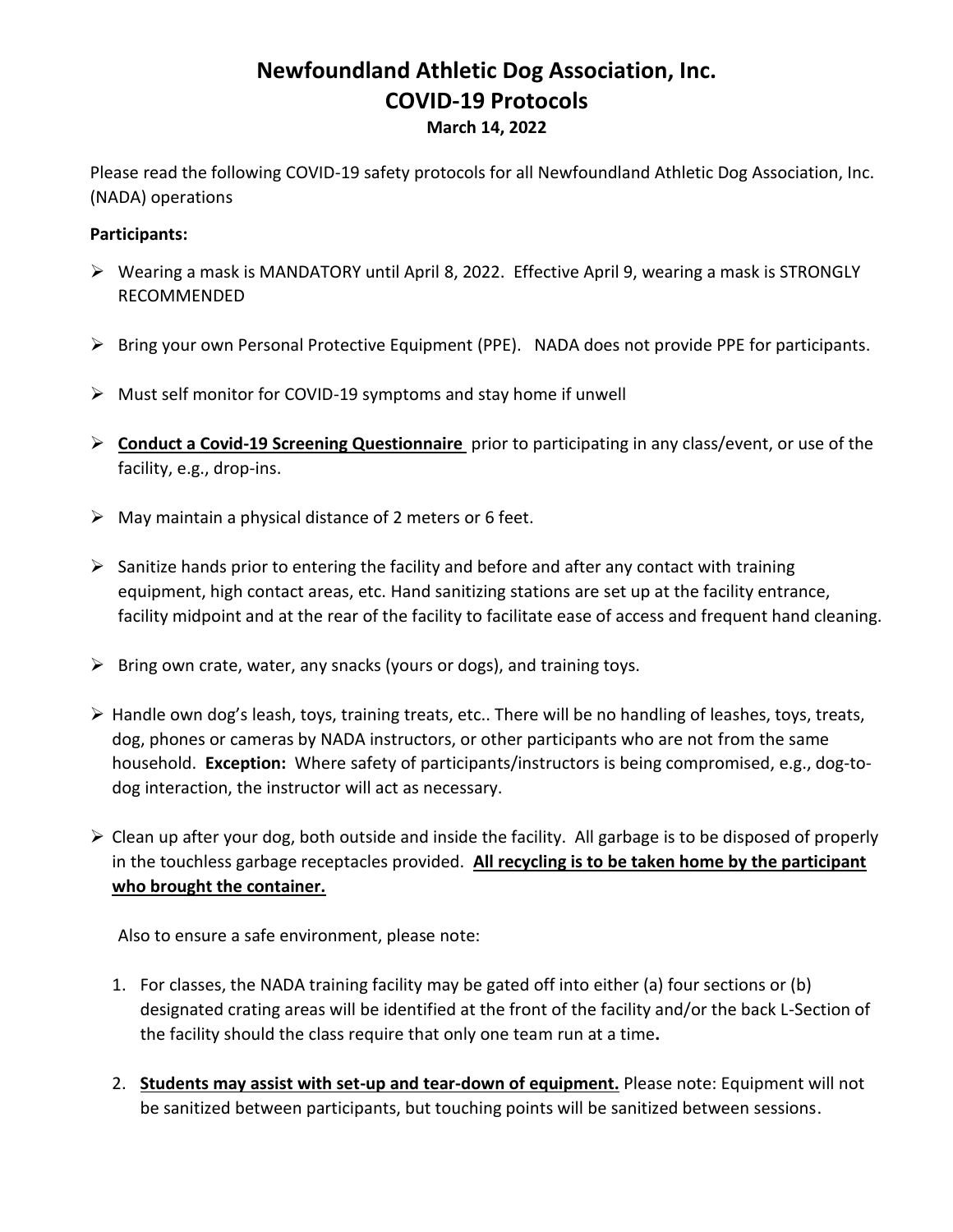# Newfoundland Athletic Dog Association, Inc.
# COVID-19 Protocols
### March 14, 2022

Please read the following COVID-19 safety protocols for all Newfoundland Athletic Dog Association, Inc. (NADA) operations

**Participants:**

- Wearing a mask is MANDATORY until April 8, 2022. Effective April 9, wearing a mask is STRONGLY RECOMMENDED
- Bring your own Personal Protective Equipment (PPE). NADA does not provide PPE for participants.
- Must self monitor for COVID-19 symptoms and stay home if unwell
- **<u>Conduct a Covid-19 Screening Questionnaire</u>** prior to participating in any class/event, or use of the facility, e.g., drop-ins.
- May maintain a physical distance of 2 meters or 6 feet.
- Sanitize hands prior to entering the facility and before and after any contact with training equipment, high contact areas, etc. Hand sanitizing stations are set up at the facility entrance, facility midpoint and at the rear of the facility to facilitate ease of access and frequent hand cleaning.
- Bring own crate, water, any snacks (yours or dogs), and training toys.
- Handle own dog's leash, toys, training treats, etc.. There will be no handling of leashes, toys, treats, dog, phones or cameras by NADA instructors, or other participants who are not from the same household. **Exception:** Where safety of participants/instructors is being compromised, e.g., dog-to-dog interaction, the instructor will act as necessary.
- Clean up after your dog, both outside and inside the facility. All garbage is to be disposed of properly in the touchless garbage receptacles provided. **<u>All recycling is to be taken home by the participant who brought the container.</u>**

Also to ensure a safe environment, please note:

1. For classes, the NADA training facility may be gated off into either (a) four sections or (b) designated crating areas will be identified at the front of the facility and/or the back L-Section of the facility should the class require that only one team run at a time**.**
2. **<u>Students may assist with set-up and tear-down of equipment.</u>** Please note: Equipment will not be sanitized between participants, but touching points will be sanitized between sessions.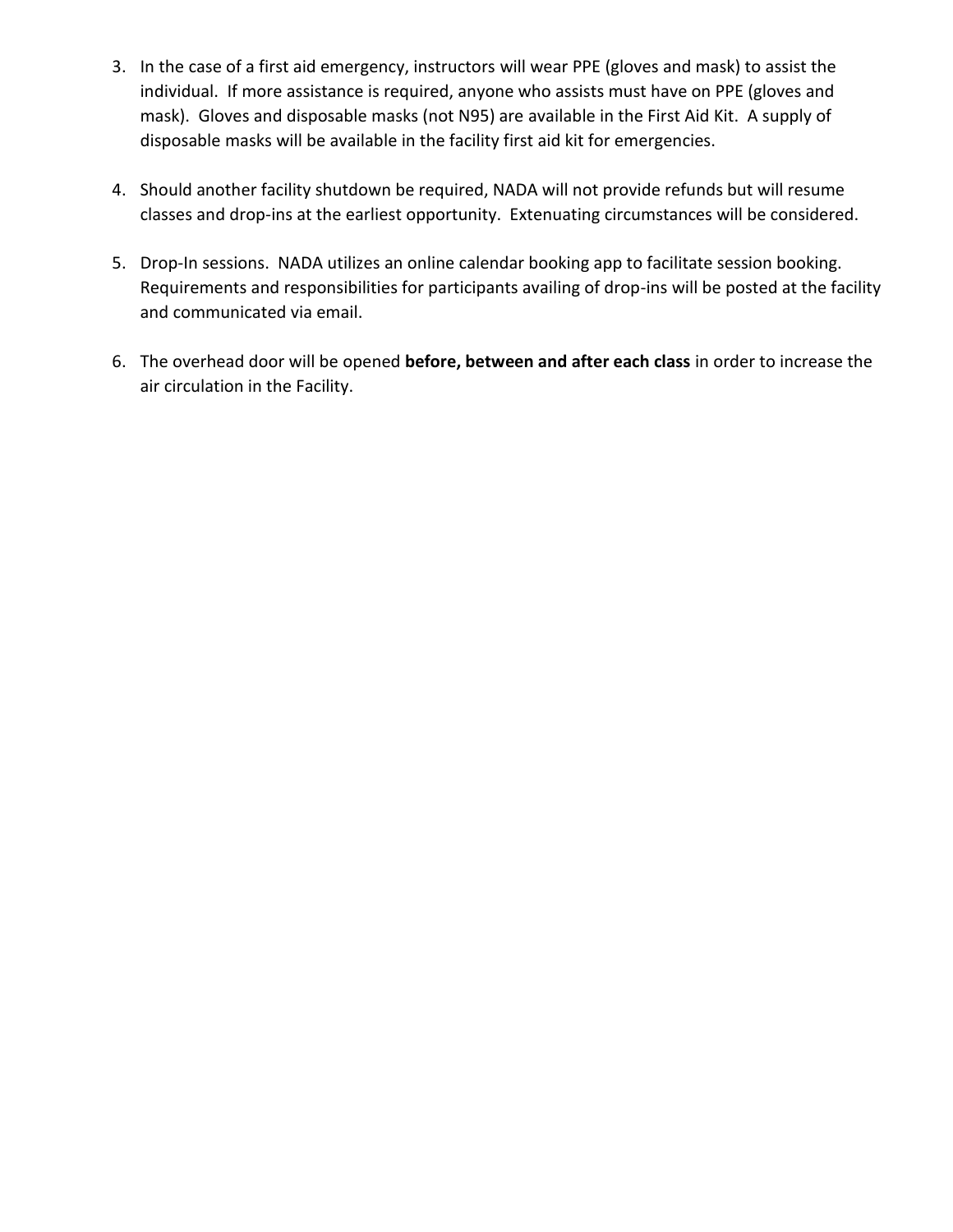3. In the case of a first aid emergency, instructors will wear PPE (gloves and mask) to assist the individual. If more assistance is required, anyone who assists must have on PPE (gloves and mask). Gloves and disposable masks (not N95) are available in the First Aid Kit. A supply of disposable masks will be available in the facility first aid kit for emergencies.

4. Should another facility shutdown be required, NADA will not provide refunds but will resume classes and drop-ins at the earliest opportunity. Extenuating circumstances will be considered.

5. Drop-In sessions. NADA utilizes an online calendar booking app to facilitate session booking. Requirements and responsibilities for participants availing of drop-ins will be posted at the facility and communicated via email.

6. The overhead door will be opened **before, between and after each class** in order to increase the air circulation in the Facility.